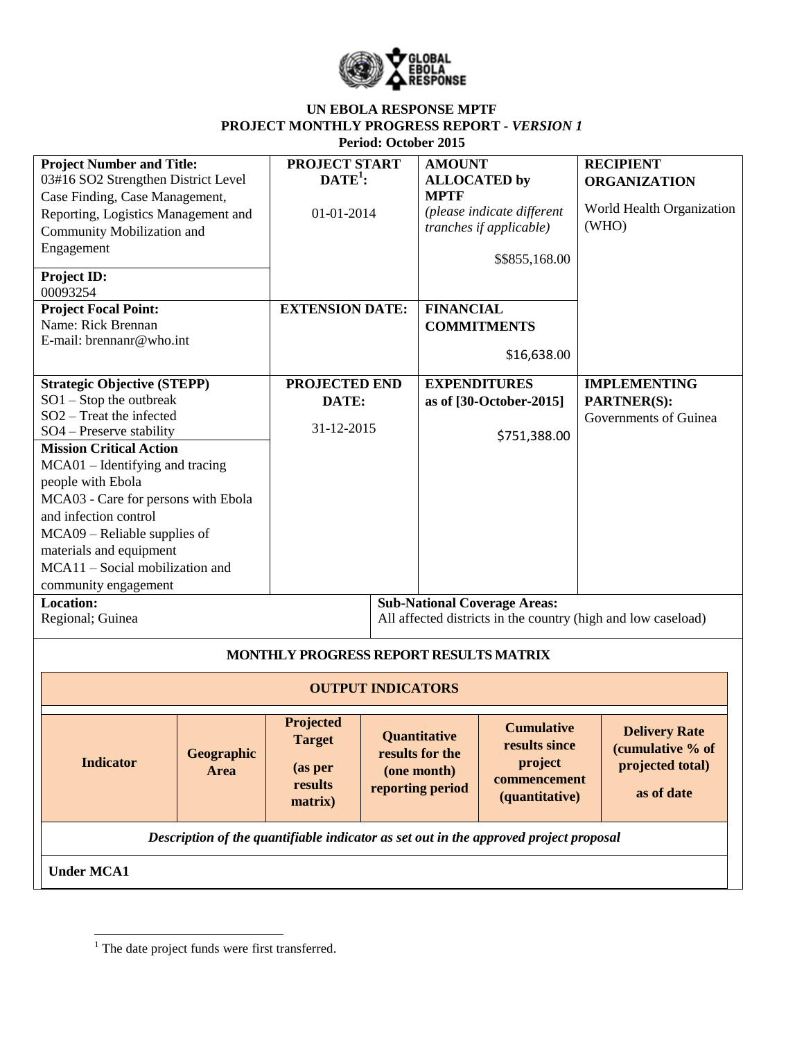**UN EBOLA RESPONSE MPTF**
**PROJECT MONTHLY PROGRESS REPORT - *VERSION 1***
**Period: October 2015**

| **Project Number and Title:** 03#16 SO2 Strengthen District Level Case Finding, Case Management, Reporting, Logistics Management and Community Mobilization and Engagement<br><br>**Project ID:** 00093254 | **PROJECT START DATE[1]:**<br><br>01-01-2014 | **AMOUNT ALLOCATED by MPTF** *(please indicate different tranches if applicable)*<br><br>$$855,168.00 | **RECIPIENT ORGANIZATION**<br><br>World Health Organization (WHO) |
|---|---|---|---|
| **Project Focal Point:**<br>Name: Rick Brennan<br>E-mail: brennanr@who.int | **EXTENSION DATE:** | **FINANCIAL COMMITMENTS**<br><br>$16,638.00 | |
| **Strategic Objective (STEPP)**<br>SO1 – Stop the outbreak<br>SO2 – Treat the infected<br>SO4 – Preserve stability<br>**Mission Critical Action**<br>MCA01 – Identifying and tracing people with Ebola<br>MCA03 - Care for persons with Ebola and infection control<br>MCA09 – Reliable supplies of materials and equipment<br>MCA11 – Social mobilization and community engagement | **PROJECTED END DATE:**<br><br>31-12-2015 | **EXPENDITURES as of [30-October-2015]**<br><br>$751,388.00 | **IMPLEMENTING PARTNER(S):**<br>Governments of Guinea |
| **Location:**<br>Regional; Guinea | **Sub-National Coverage Areas:**<br>All affected districts in the country (high and low caseload) | | |

**MONTHLY PROGRESS REPORT RESULTS MATRIX**

| **OUTPUT INDICATORS** | | | | | |
|---|---|---|---|---|---|
| **Indicator** | **Geographic Area** | **Projected Target (as per results matrix)** | **Quantitative results for the (one month) reporting period** | **Cumulative results since project commencement (quantitative)** | **Delivery Rate (cumulative % of projected total) as of date** |
| ***Description of the quantifiable indicator as set out in the approved project proposal*** | | | | | |
| **Under MCA1** | | | | | |

[1] The date project funds were first transferred.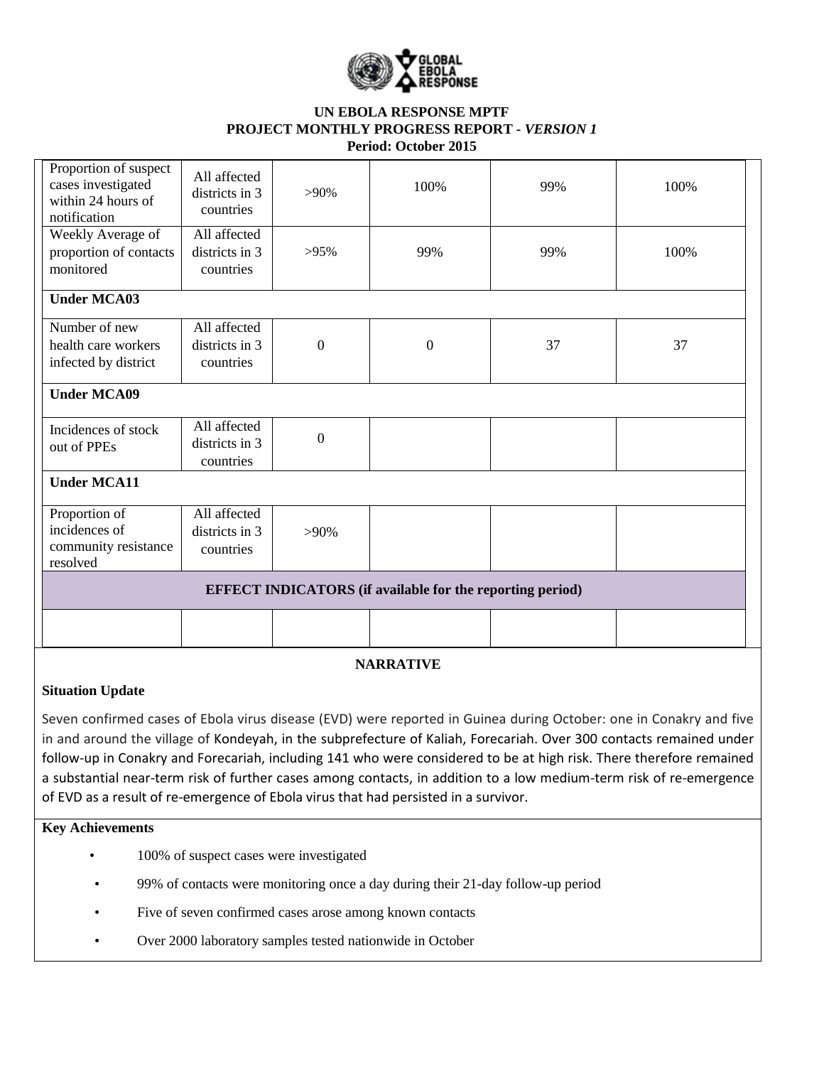**UN EBOLA RESPONSE MPTF**
**PROJECT MONTHLY PROGRESS REPORT - *VERSION 1***
**Period: October 2015**

| | | | | | |
|---|---|---|---|---|---|
| Proportion of suspect cases investigated within 24 hours of notification | All affected districts in 3 countries | >90% | 100% | 99% | 100% |
| Weekly Average of proportion of contacts monitored | All affected districts in 3 countries | >95% | 99% | 99% | 100% |
| **Under MCA03** | | | | | |
| Number of new health care workers infected by district | All affected districts in 3 countries | 0 | 0 | 37 | 37 |
| **Under MCA09** | | | | | |
| Incidences of stock out of PPEs | All affected districts in 3 countries | 0 | | | |
| **Under MCA11** | | | | | |
| Proportion of incidences of community resistance resolved | All affected districts in 3 countries | >90% | | | |
| **EFFECT INDICATORS (if available for the reporting period)** | | | | | |
| | | | | | |

## NARRATIVE

### Situation Update

Seven confirmed cases of Ebola virus disease (EVD) were reported in Guinea during October: one in Conakry and five in and around the village of Kondeyah, in the subprefecture of Kaliah, Forecariah. Over 300 contacts remained under follow-up in Conakry and Forecariah, including 141 who were considered to be at high risk. There therefore remained a substantial near-term risk of further cases among contacts, in addition to a low medium-term risk of re-emergence of EVD as a result of re-emergence of Ebola virus that had persisted in a survivor.

### Key Achievements

- 100% of suspect cases were investigated
- 99% of contacts were monitoring once a day during their 21-day follow-up period
- Five of seven confirmed cases arose among known contacts
- Over 2000 laboratory samples tested nationwide in October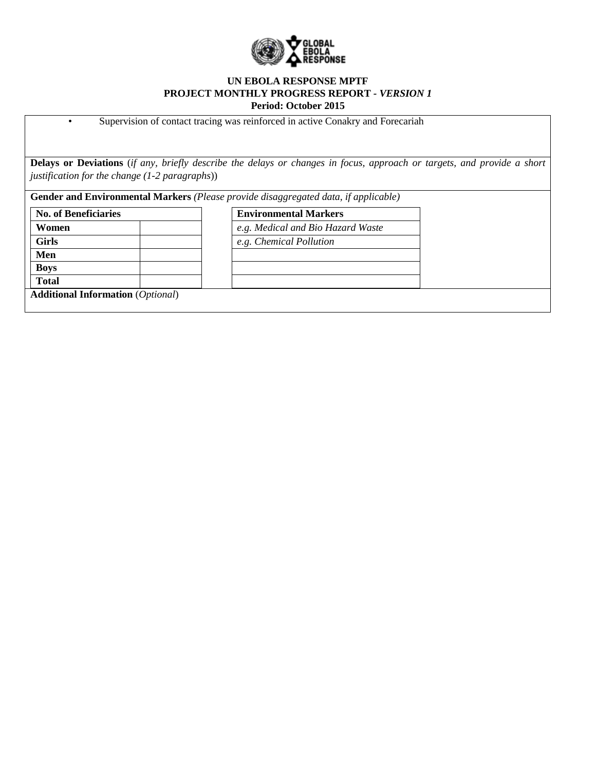**UN EBOLA RESPONSE MPTF**
**PROJECT MONTHLY PROGRESS REPORT -** ***VERSION 1***
**Period: October 2015**

- Supervision of contact tracing was reinforced in active Conakry and Forecariah

**Delays or Deviations** (*if any, briefly describe the delays or changes in focus, approach or targets, and provide a short justification for the change (1-2 paragraphs)*)

**Gender and Environmental Markers** *(Please provide disaggregated data, if applicable)*

| **No. of Beneficiaries** | |
|---|---|
| **Women** | |
| **Girls** | |
| **Men** | |
| **Boys** | |
| **Total** | |

| **Environmental Markers** |
|---|
| *e.g. Medical and Bio Hazard Waste* |
| *e.g. Chemical Pollution* |
| |
| |
| |

**Additional Information** (*Optional*)